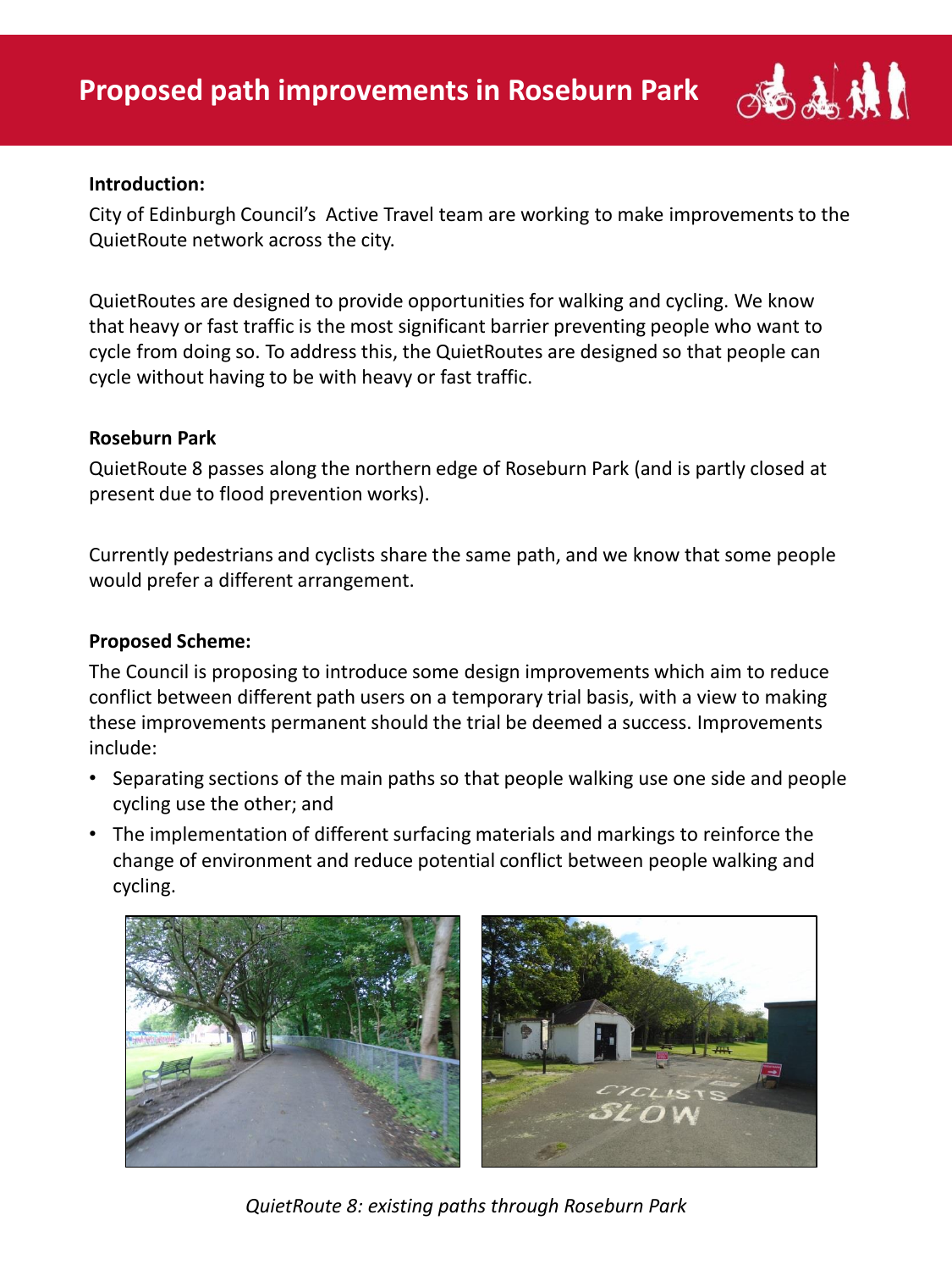# Proposed path improvements in Roseburn Park

**Introduction:**

City of Edinburgh Council's Active Travel team are working to make improvements to the QuietRoute network across the city.

QuietRoutes are designed to provide opportunities for walking and cycling. We know that heavy or fast traffic is the most significant barrier preventing people who want to cycle from doing so. To address this, the QuietRoutes are designed so that people can cycle without having to be with heavy or fast traffic.

**Roseburn Park**

QuietRoute 8 passes along the northern edge of Roseburn Park (and is partly closed at present due to flood prevention works).

Currently pedestrians and cyclists share the same path, and we know that some people would prefer a different arrangement.

**Proposed Scheme:**

The Council is proposing to introduce some design improvements which aim to reduce conflict between different path users on a temporary trial basis, with a view to making these improvements permanent should the trial be deemed a success. Improvements include:

- Separating sections of the main paths so that people walking use one side and people cycling use the other; and
- The implementation of different surfacing materials and markings to reinforce the change of environment and reduce potential conflict between people walking and cycling.

*QuietRoute 8: existing paths through Roseburn Park*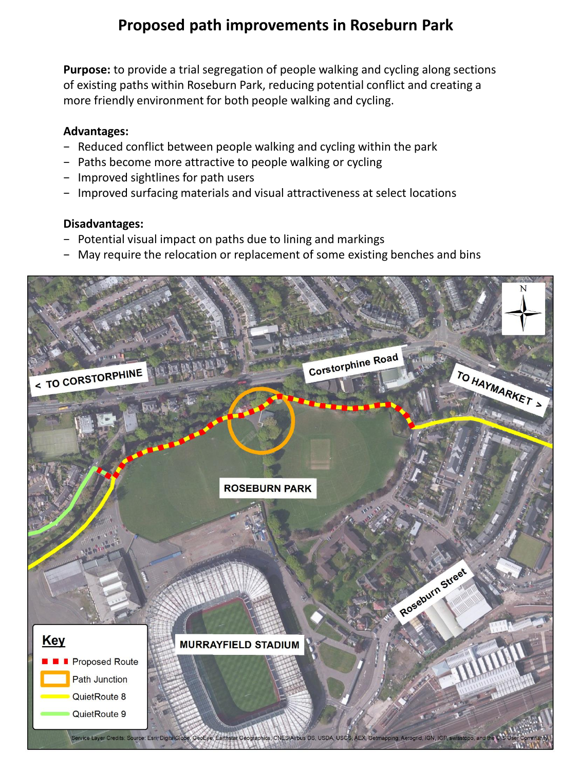# Proposed path improvements in Roseburn Park

**Purpose:** to provide a trial segregation of people walking and cycling along sections of existing paths within Roseburn Park, reducing potential conflict and creating a more friendly environment for both people walking and cycling.

**Advantages:**

- Reduced conflict between people walking and cycling within the park
- Paths become more attractive to people walking or cycling
- Improved sightlines for path users
- Improved surfacing materials and visual attractiveness at select locations

**Disadvantages:**

- Potential visual impact on paths due to lining and markings
- May require the relocation or replacement of some existing benches and bins

< TO CORSTORPHINE

Corstorphine Road

TO HAYMARKET >

ROSEBURN PARK

Roseburn Street

MURRAYFIELD STADIUM

N

**Key**

Proposed Route

Path Junction

QuietRoute 8

QuietRoute 9

Service Layer Credits: Source: Esri, DigitalGlobe, GeoEye, Earthstar Geographics, CNES/Airbus DS, USDA, USGS, AEX, Getmapping, Aerogrid, IGN, IGP, swisstopo, and the GIS User Community